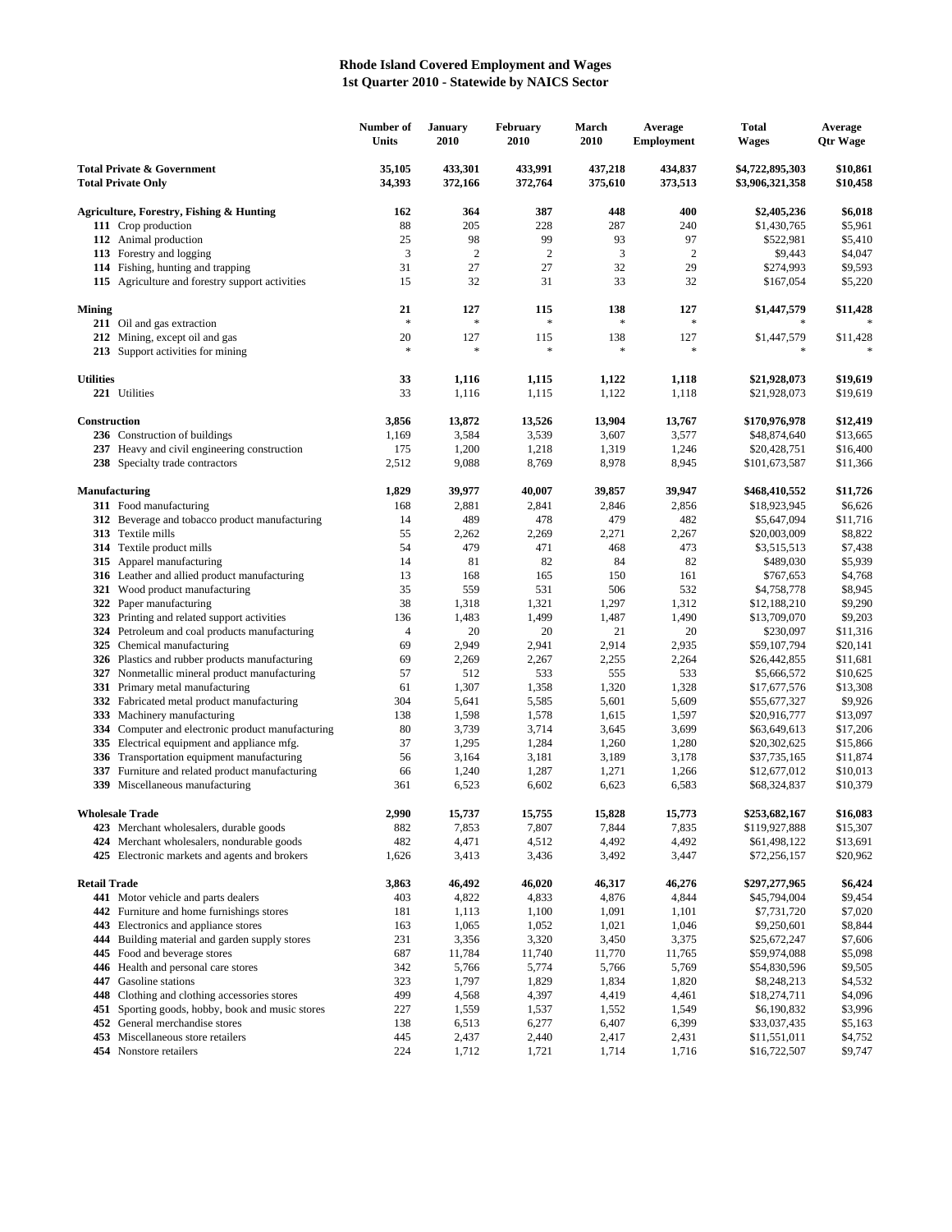# Rhode Island Covered Employment and Wages
## 1st Quarter 2010 - Statewide by NAICS Sector

| | Number of Units | January 2010 | February 2010 | March 2010 | Average Employment | Total Wages | Average Qtr Wage |
|---|---|---|---|---|---|---|---|
| **Total Private & Government** | **35,105** | **433,301** | **433,991** | **437,218** | **434,837** | **$4,722,895,303** | **$10,861** |
| **Total Private Only** | **34,393** | **372,166** | **372,764** | **375,610** | **373,513** | **$3,906,321,358** | **$10,458** |
| | | | | | | | |
| **Agriculture, Forestry, Fishing & Hunting** | **162** | **364** | **387** | **448** | **400** | **$2,405,236** | **$6,018** |
| **111** Crop production | 88 | 205 | 228 | 287 | 240 | $1,430,765 | $5,961 |
| **112** Animal production | 25 | 98 | 99 | 93 | 97 | $522,981 | $5,410 |
| **113** Forestry and logging | 3 | 2 | 2 | 3 | 2 | $9,443 | $4,047 |
| **114** Fishing, hunting and trapping | 31 | 27 | 27 | 32 | 29 | $274,993 | $9,593 |
| **115** Agriculture and forestry support activities | 15 | 32 | 31 | 33 | 32 | $167,054 | $5,220 |
| | | | | | | | |
| **Mining** | **21** | **127** | **115** | **138** | **127** | **$1,447,579** | **$11,428** |
| **211** Oil and gas extraction | * | * | * | * | * | * | * |
| **212** Mining, except oil and gas | 20 | 127 | 115 | 138 | 127 | $1,447,579 | $11,428 |
| **213** Support activities for mining | * | * | * | * | * | * | * |
| | | | | | | | |
| **Utilities** | **33** | **1,116** | **1,115** | **1,122** | **1,118** | **$21,928,073** | **$19,619** |
| **221** Utilities | 33 | 1,116 | 1,115 | 1,122 | 1,118 | $21,928,073 | $19,619 |
| | | | | | | | |
| **Construction** | **3,856** | **13,872** | **13,526** | **13,904** | **13,767** | **$170,976,978** | **$12,419** |
| **236** Construction of buildings | 1,169 | 3,584 | 3,539 | 3,607 | 3,577 | $48,874,640 | $13,665 |
| **237** Heavy and civil engineering construction | 175 | 1,200 | 1,218 | 1,319 | 1,246 | $20,428,751 | $16,400 |
| **238** Specialty trade contractors | 2,512 | 9,088 | 8,769 | 8,978 | 8,945 | $101,673,587 | $11,366 |
| | | | | | | | |
| **Manufacturing** | **1,829** | **39,977** | **40,007** | **39,857** | **39,947** | **$468,410,552** | **$11,726** |
| **311** Food manufacturing | 168 | 2,881 | 2,841 | 2,846 | 2,856 | $18,923,945 | $6,626 |
| **312** Beverage and tobacco product manufacturing | 14 | 489 | 478 | 479 | 482 | $5,647,094 | $11,716 |
| **313** Textile mills | 55 | 2,262 | 2,269 | 2,271 | 2,267 | $20,003,009 | $8,822 |
| **314** Textile product mills | 54 | 479 | 471 | 468 | 473 | $3,515,513 | $7,438 |
| **315** Apparel manufacturing | 14 | 81 | 82 | 84 | 82 | $489,030 | $5,939 |
| **316** Leather and allied product manufacturing | 13 | 168 | 165 | 150 | 161 | $767,653 | $4,768 |
| **321** Wood product manufacturing | 35 | 559 | 531 | 506 | 532 | $4,758,778 | $8,945 |
| **322** Paper manufacturing | 38 | 1,318 | 1,321 | 1,297 | 1,312 | $12,188,210 | $9,290 |
| **323** Printing and related support activities | 136 | 1,483 | 1,499 | 1,487 | 1,490 | $13,709,070 | $9,203 |
| **324** Petroleum and coal products manufacturing | 4 | 20 | 20 | 21 | 20 | $230,097 | $11,316 |
| **325** Chemical manufacturing | 69 | 2,949 | 2,941 | 2,914 | 2,935 | $59,107,794 | $20,141 |
| **326** Plastics and rubber products manufacturing | 69 | 2,269 | 2,267 | 2,255 | 2,264 | $26,442,855 | $11,681 |
| **327** Nonmetallic mineral product manufacturing | 57 | 512 | 533 | 555 | 533 | $5,666,572 | $10,625 |
| **331** Primary metal manufacturing | 61 | 1,307 | 1,358 | 1,320 | 1,328 | $17,677,576 | $13,308 |
| **332** Fabricated metal product manufacturing | 304 | 5,641 | 5,585 | 5,601 | 5,609 | $55,677,327 | $9,926 |
| **333** Machinery manufacturing | 138 | 1,598 | 1,578 | 1,615 | 1,597 | $20,916,777 | $13,097 |
| **334** Computer and electronic product manufacturing | 80 | 3,739 | 3,714 | 3,645 | 3,699 | $63,649,613 | $17,206 |
| **335** Electrical equipment and appliance mfg. | 37 | 1,295 | 1,284 | 1,260 | 1,280 | $20,302,625 | $15,866 |
| **336** Transportation equipment manufacturing | 56 | 3,164 | 3,181 | 3,189 | 3,178 | $37,735,165 | $11,874 |
| **337** Furniture and related product manufacturing | 66 | 1,240 | 1,287 | 1,271 | 1,266 | $12,677,012 | $10,013 |
| **339** Miscellaneous manufacturing | 361 | 6,523 | 6,602 | 6,623 | 6,583 | $68,324,837 | $10,379 |
| | | | | | | | |
| **Wholesale Trade** | **2,990** | **15,737** | **15,755** | **15,828** | **15,773** | **$253,682,167** | **$16,083** |
| **423** Merchant wholesalers, durable goods | 882 | 7,853 | 7,807 | 7,844 | 7,835 | $119,927,888 | $15,307 |
| **424** Merchant wholesalers, nondurable goods | 482 | 4,471 | 4,512 | 4,492 | 4,492 | $61,498,122 | $13,691 |
| **425** Electronic markets and agents and brokers | 1,626 | 3,413 | 3,436 | 3,492 | 3,447 | $72,256,157 | $20,962 |
| | | | | | | | |
| **Retail Trade** | **3,863** | **46,492** | **46,020** | **46,317** | **46,276** | **$297,277,965** | **$6,424** |
| **441** Motor vehicle and parts dealers | 403 | 4,822 | 4,833 | 4,876 | 4,844 | $45,794,004 | $9,454 |
| **442** Furniture and home furnishings stores | 181 | 1,113 | 1,100 | 1,091 | 1,101 | $7,731,720 | $7,020 |
| **443** Electronics and appliance stores | 163 | 1,065 | 1,052 | 1,021 | 1,046 | $9,250,601 | $8,844 |
| **444** Building material and garden supply stores | 231 | 3,356 | 3,320 | 3,450 | 3,375 | $25,672,247 | $7,606 |
| **445** Food and beverage stores | 687 | 11,784 | 11,740 | 11,770 | 11,765 | $59,974,088 | $5,098 |
| **446** Health and personal care stores | 342 | 5,766 | 5,774 | 5,766 | 5,769 | $54,830,596 | $9,505 |
| **447** Gasoline stations | 323 | 1,797 | 1,829 | 1,834 | 1,820 | $8,248,213 | $4,532 |
| **448** Clothing and clothing accessories stores | 499 | 4,568 | 4,397 | 4,419 | 4,461 | $18,274,711 | $4,096 |
| **451** Sporting goods, hobby, book and music stores | 227 | 1,559 | 1,537 | 1,552 | 1,549 | $6,190,832 | $3,996 |
| **452** General merchandise stores | 138 | 6,513 | 6,277 | 6,407 | 6,399 | $33,037,435 | $5,163 |
| **453** Miscellaneous store retailers | 445 | 2,437 | 2,440 | 2,417 | 2,431 | $11,551,011 | $4,752 |
| **454** Nonstore retailers | 224 | 1,712 | 1,721 | 1,714 | 1,716 | $16,722,507 | $9,747 |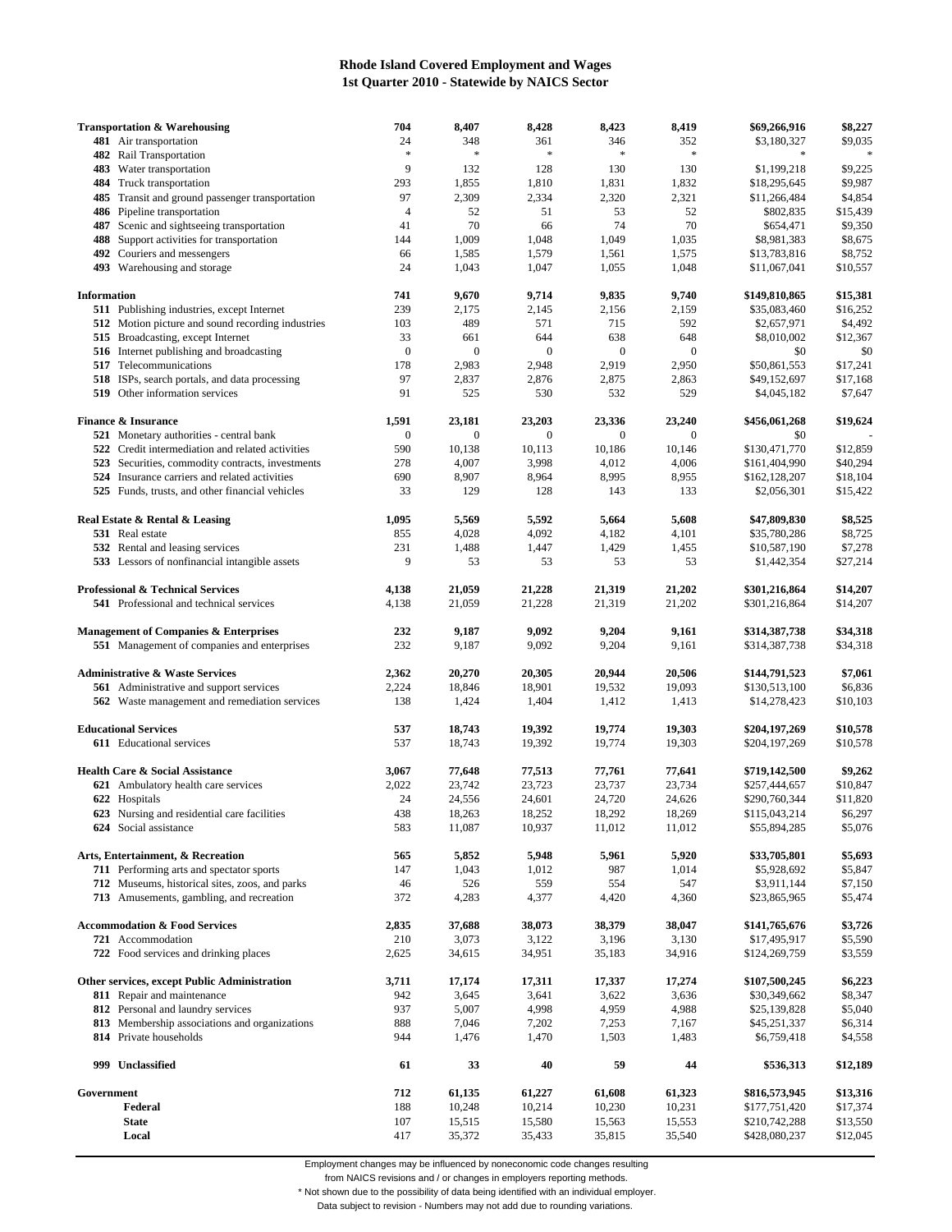**Rhode Island Covered Employment and Wages**
**1st Quarter 2010 - Statewide by NAICS Sector**

| | | | | | | | |
|---|---|---|---|---|---|---|---|
| **Transportation & Warehousing** | **704** | **8,407** | **8,428** | **8,423** | **8,419** | **$69,266,916** | **$8,227** |
| **481** Air transportation | 24 | 348 | 361 | 346 | 352 | $3,180,327 | $9,035 |
| **482** Rail Transportation | * | * | * | * | * | * | * |
| **483** Water transportation | 9 | 132 | 128 | 130 | 130 | $1,199,218 | $9,225 |
| **484** Truck transportation | 293 | 1,855 | 1,810 | 1,831 | 1,832 | $18,295,645 | $9,987 |
| **485** Transit and ground passenger transportation | 97 | 2,309 | 2,334 | 2,320 | 2,321 | $11,266,484 | $4,854 |
| **486** Pipeline transportation | 4 | 52 | 51 | 53 | 52 | $802,835 | $15,439 |
| **487** Scenic and sightseeing transportation | 41 | 70 | 66 | 74 | 70 | $654,471 | $9,350 |
| **488** Support activities for transportation | 144 | 1,009 | 1,048 | 1,049 | 1,035 | $8,981,383 | $8,675 |
| **492** Couriers and messengers | 66 | 1,585 | 1,579 | 1,561 | 1,575 | $13,783,816 | $8,752 |
| **493** Warehousing and storage | 24 | 1,043 | 1,047 | 1,055 | 1,048 | $11,067,041 | $10,557 |
| **Information** | **741** | **9,670** | **9,714** | **9,835** | **9,740** | **$149,810,865** | **$15,381** |
| **511** Publishing industries, except Internet | 239 | 2,175 | 2,145 | 2,156 | 2,159 | $35,083,460 | $16,252 |
| **512** Motion picture and sound recording industries | 103 | 489 | 571 | 715 | 592 | $2,657,971 | $4,492 |
| **515** Broadcasting, except Internet | 33 | 661 | 644 | 638 | 648 | $8,010,002 | $12,367 |
| **516** Internet publishing and broadcasting | 0 | 0 | 0 | 0 | 0 | $0 | $0 |
| **517** Telecommunications | 178 | 2,983 | 2,948 | 2,919 | 2,950 | $50,861,553 | $17,241 |
| **518** ISPs, search portals, and data processing | 97 | 2,837 | 2,876 | 2,875 | 2,863 | $49,152,697 | $17,168 |
| **519** Other information services | 91 | 525 | 530 | 532 | 529 | $4,045,182 | $7,647 |
| **Finance & Insurance** | **1,591** | **23,181** | **23,203** | **23,336** | **23,240** | **$456,061,268** | **$19,624** |
| **521** Monetary authorities - central bank | 0 | 0 | 0 | 0 | 0 | $0 | - |
| **522** Credit intermediation and related activities | 590 | 10,138 | 10,113 | 10,186 | 10,146 | $130,471,770 | $12,859 |
| **523** Securities, commodity contracts, investments | 278 | 4,007 | 3,998 | 4,012 | 4,006 | $161,404,990 | $40,294 |
| **524** Insurance carriers and related activities | 690 | 8,907 | 8,964 | 8,995 | 8,955 | $162,128,207 | $18,104 |
| **525** Funds, trusts, and other financial vehicles | 33 | 129 | 128 | 143 | 133 | $2,056,301 | $15,422 |
| **Real Estate & Rental & Leasing** | **1,095** | **5,569** | **5,592** | **5,664** | **5,608** | **$47,809,830** | **$8,525** |
| **531** Real estate | 855 | 4,028 | 4,092 | 4,182 | 4,101 | $35,780,286 | $8,725 |
| **532** Rental and leasing services | 231 | 1,488 | 1,447 | 1,429 | 1,455 | $10,587,190 | $7,278 |
| **533** Lessors of nonfinancial intangible assets | 9 | 53 | 53 | 53 | 53 | $1,442,354 | $27,214 |
| **Professional & Technical Services** | **4,138** | **21,059** | **21,228** | **21,319** | **21,202** | **$301,216,864** | **$14,207** |
| **541** Professional and technical services | 4,138 | 21,059 | 21,228 | 21,319 | 21,202 | $301,216,864 | $14,207 |
| **Management of Companies & Enterprises** | **232** | **9,187** | **9,092** | **9,204** | **9,161** | **$314,387,738** | **$34,318** |
| **551** Management of companies and enterprises | 232 | 9,187 | 9,092 | 9,204 | 9,161 | $314,387,738 | $34,318 |
| **Administrative & Waste Services** | **2,362** | **20,270** | **20,305** | **20,944** | **20,506** | **$144,791,523** | **$7,061** |
| **561** Administrative and support services | 2,224 | 18,846 | 18,901 | 19,532 | 19,093 | $130,513,100 | $6,836 |
| **562** Waste management and remediation services | 138 | 1,424 | 1,404 | 1,412 | 1,413 | $14,278,423 | $10,103 |
| **Educational Services** | **537** | **18,743** | **19,392** | **19,774** | **19,303** | **$204,197,269** | **$10,578** |
| **611** Educational services | 537 | 18,743 | 19,392 | 19,774 | 19,303 | $204,197,269 | $10,578 |
| **Health Care & Social Assistance** | **3,067** | **77,648** | **77,513** | **77,761** | **77,641** | **$719,142,500** | **$9,262** |
| **621** Ambulatory health care services | 2,022 | 23,742 | 23,723 | 23,737 | 23,734 | $257,444,657 | $10,847 |
| **622** Hospitals | 24 | 24,556 | 24,601 | 24,720 | 24,626 | $290,760,344 | $11,820 |
| **623** Nursing and residential care facilities | 438 | 18,263 | 18,252 | 18,292 | 18,269 | $115,043,214 | $6,297 |
| **624** Social assistance | 583 | 11,087 | 10,937 | 11,012 | 11,012 | $55,894,285 | $5,076 |
| **Arts, Entertainment, & Recreation** | **565** | **5,852** | **5,948** | **5,961** | **5,920** | **$33,705,801** | **$5,693** |
| **711** Performing arts and spectator sports | 147 | 1,043 | 1,012 | 987 | 1,014 | $5,928,692 | $5,847 |
| **712** Museums, historical sites, zoos, and parks | 46 | 526 | 559 | 554 | 547 | $3,911,144 | $7,150 |
| **713** Amusements, gambling, and recreation | 372 | 4,283 | 4,377 | 4,420 | 4,360 | $23,865,965 | $5,474 |
| **Accommodation & Food Services** | **2,835** | **37,688** | **38,073** | **38,379** | **38,047** | **$141,765,676** | **$3,726** |
| **721** Accommodation | 210 | 3,073 | 3,122 | 3,196 | 3,130 | $17,495,917 | $5,590 |
| **722** Food services and drinking places | 2,625 | 34,615 | 34,951 | 35,183 | 34,916 | $124,269,759 | $3,559 |
| **Other services, except Public Administration** | **3,711** | **17,174** | **17,311** | **17,337** | **17,274** | **$107,500,245** | **$6,223** |
| **811** Repair and maintenance | 942 | 3,645 | 3,641 | 3,622 | 3,636 | $30,349,662 | $8,347 |
| **812** Personal and laundry services | 937 | 5,007 | 4,998 | 4,959 | 4,988 | $25,139,828 | $5,040 |
| **813** Membership associations and organizations | 888 | 7,046 | 7,202 | 7,253 | 7,167 | $45,251,337 | $6,314 |
| **814** Private households | 944 | 1,476 | 1,470 | 1,503 | 1,483 | $6,759,418 | $4,558 |
| **999 Unclassified** | **61** | **33** | **40** | **59** | **44** | **$536,313** | **$12,189** |
| **Government** | **712** | **61,135** | **61,227** | **61,608** | **61,323** | **$816,573,945** | **$13,316** |
| **Federal** | 188 | 10,248 | 10,214 | 10,230 | 10,231 | $177,751,420 | $17,374 |
| **State** | 107 | 15,515 | 15,580 | 15,563 | 15,553 | $210,742,288 | $13,550 |
| **Local** | 417 | 35,372 | 35,433 | 35,815 | 35,540 | $428,080,237 | $12,045 |

Employment changes may be influenced by noneconomic code changes resulting from NAICS revisions and / or changes in employers reporting methods.

* Not shown due to the possibility of data being identified with an individual employer.

Data subject to revision - Numbers may not add due to rounding variations.